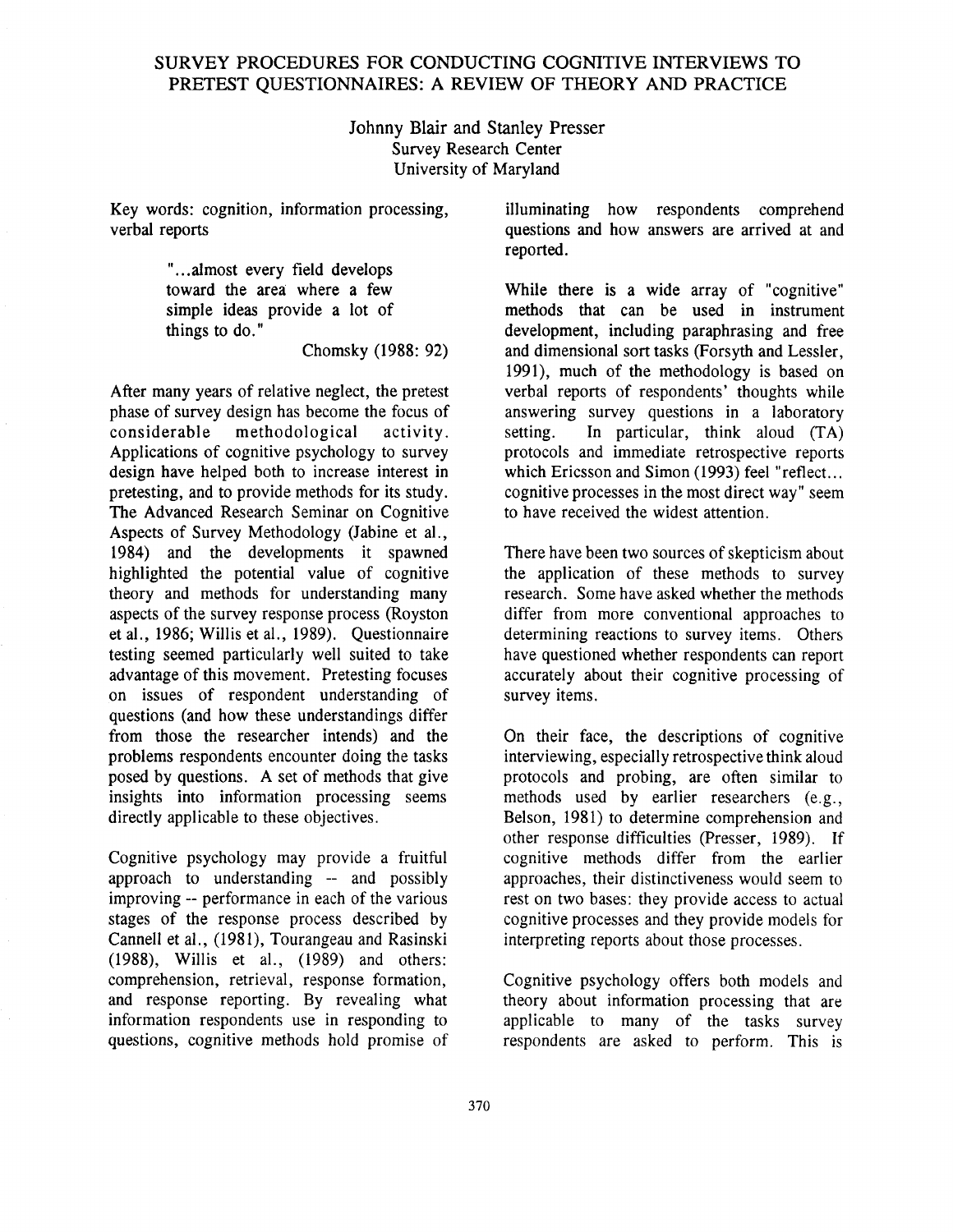# SURVEY PROCEDURES FOR CONDUCTING COGNITIVE INTERVIEWS TO PRETEST QUESTIONNAIRES: A REVIEW OF THEORY AND PRACTICE

Johnny Blair and Stanley Presser
Survey Research Center
University of Maryland

Key words: cognition, information processing, verbal reports

> "...almost every field develops toward the area where a few simple ideas provide a lot of things to do."
>
> Chomsky (1988: 92)

After many years of relative neglect, the pretest phase of survey design has become the focus of considerable methodological activity. Applications of cognitive psychology to survey design have helped both to increase interest in pretesting, and to provide methods for its study. The Advanced Research Seminar on Cognitive Aspects of Survey Methodology (Jabine et al., 1984) and the developments it spawned highlighted the potential value of cognitive theory and methods for understanding many aspects of the survey response process (Royston et al., 1986; Willis et al., 1989). Questionnaire testing seemed particularly well suited to take advantage of this movement. Pretesting focuses on issues of respondent understanding of questions (and how these understandings differ from those the researcher intends) and the problems respondents encounter doing the tasks posed by questions. A set of methods that give insights into information processing seems directly applicable to these objectives.

Cognitive psychology may provide a fruitful approach to understanding -- and possibly improving -- performance in each of the various stages of the response process described by Cannell et al., (1981), Tourangeau and Rasinski (1988), Willis et al., (1989) and others: comprehension, retrieval, response formation, and response reporting. By revealing what information respondents use in responding to questions, cognitive methods hold promise of illuminating how respondents comprehend questions and how answers are arrived at and reported.

While there is a wide array of "cognitive" methods that can be used in instrument development, including paraphrasing and free and dimensional sort tasks (Forsyth and Lessler, 1991), much of the methodology is based on verbal reports of respondents' thoughts while answering survey questions in a laboratory setting. In particular, think aloud (TA) protocols and immediate retrospective reports which Ericsson and Simon (1993) feel "reflect... cognitive processes in the most direct way" seem to have received the widest attention.

There have been two sources of skepticism about the application of these methods to survey research. Some have asked whether the methods differ from more conventional approaches to determining reactions to survey items. Others have questioned whether respondents can report accurately about their cognitive processing of survey items.

On their face, the descriptions of cognitive interviewing, especially retrospective think aloud protocols and probing, are often similar to methods used by earlier researchers (e.g., Belson, 1981) to determine comprehension and other response difficulties (Presser, 1989). If cognitive methods differ from the earlier approaches, their distinctiveness would seem to rest on two bases: they provide access to actual cognitive processes and they provide models for interpreting reports about those processes.

Cognitive psychology offers both models and theory about information processing that are applicable to many of the tasks survey respondents are asked to perform. This is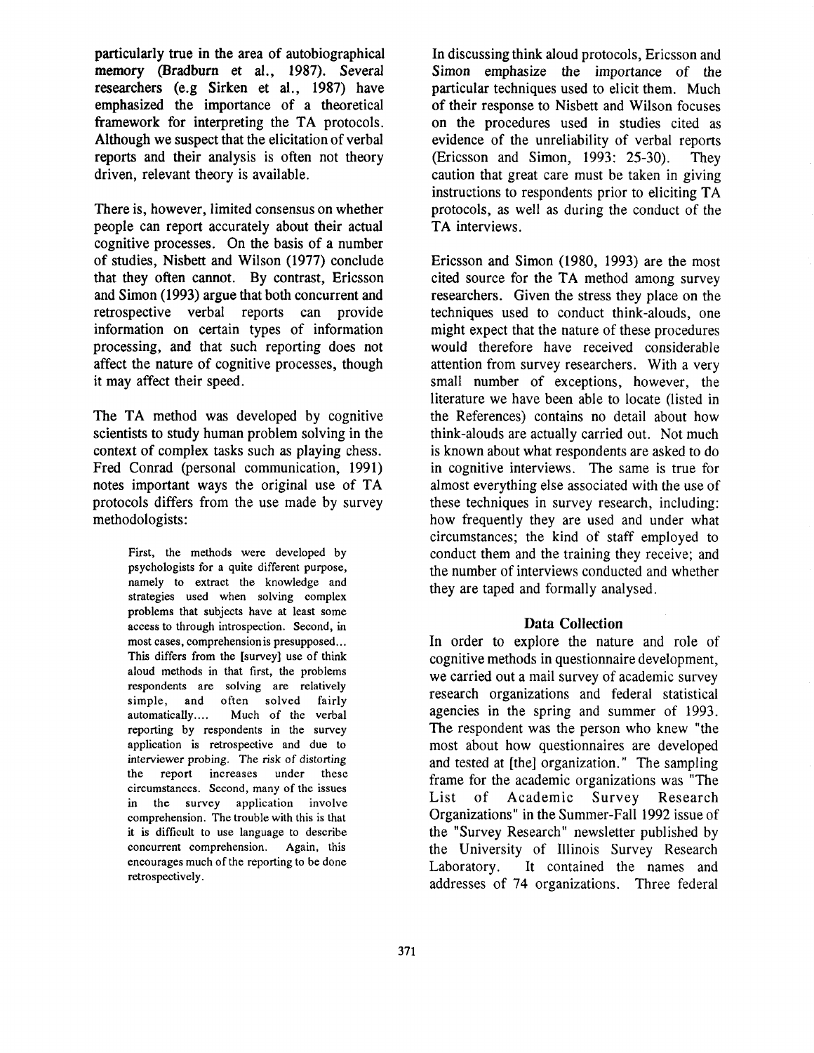particularly true in the area of autobiographical memory (Bradburn et al., 1987). Several researchers (e.g Sirken et al., 1987) have emphasized the importance of a theoretical framework for interpreting the TA protocols. Although we suspect that the elicitation of verbal reports and their analysis is often not theory driven, relevant theory is available.

There is, however, limited consensus on whether people can report accurately about their actual cognitive processes. On the basis of a number of studies, Nisbett and Wilson (1977) conclude that they often cannot. By contrast, Ericsson and Simon (1993) argue that both concurrent and retrospective verbal reports can provide information on certain types of information processing, and that such reporting does not affect the nature of cognitive processes, though it may affect their speed.

The TA method was developed by cognitive scientists to study human problem solving in the context of complex tasks such as playing chess. Fred Conrad (personal communication, 1991) notes important ways the original use of TA protocols differs from the use made by survey methodologists:

> First, the methods were developed by psychologists for a quite different purpose, namely to extract the knowledge and strategies used when solving complex problems that subjects have at least some access to through introspection. Second, in most cases, comprehension is presupposed... This differs from the [survey] use of think aloud methods in that first, the problems respondents are solving are relatively simple, and often solved fairly automatically.... Much of the verbal reporting by respondents in the survey application is retrospective and due to interviewer probing. The risk of distorting the report increases under these circumstances. Second, many of the issues in the survey application involve comprehension. The trouble with this is that it is difficult to use language to describe concurrent comprehension. Again, this encourages much of the reporting to be done retrospectively.

In discussing think aloud protocols, Ericsson and Simon emphasize the importance of the particular techniques used to elicit them. Much of their response to Nisbett and Wilson focuses on the procedures used in studies cited as evidence of the unreliability of verbal reports (Ericsson and Simon, 1993: 25-30). They caution that great care must be taken in giving instructions to respondents prior to eliciting TA protocols, as well as during the conduct of the TA interviews.

Ericsson and Simon (1980, 1993) are the most cited source for the TA method among survey researchers. Given the stress they place on the techniques used to conduct think-alouds, one might expect that the nature of these procedures would therefore have received considerable attention from survey researchers. With a very small number of exceptions, however, the literature we have been able to locate (listed in the References) contains no detail about how think-alouds are actually carried out. Not much is known about what respondents are asked to do in cognitive interviews. The same is true for almost everything else associated with the use of these techniques in survey research, including: how frequently they are used and under what circumstances; the kind of staff employed to conduct them and the training they receive; and the number of interviews conducted and whether they are taped and formally analysed.

## Data Collection

In order to explore the nature and role of cognitive methods in questionnaire development, we carried out a mail survey of academic survey research organizations and federal statistical agencies in the spring and summer of 1993. The respondent was the person who knew "the most about how questionnaires are developed and tested at [the] organization." The sampling frame for the academic organizations was "The List of Academic Survey Research Organizations" in the Summer-Fall 1992 issue of the "Survey Research" newsletter published by the University of Illinois Survey Research Laboratory. It contained the names and addresses of 74 organizations. Three federal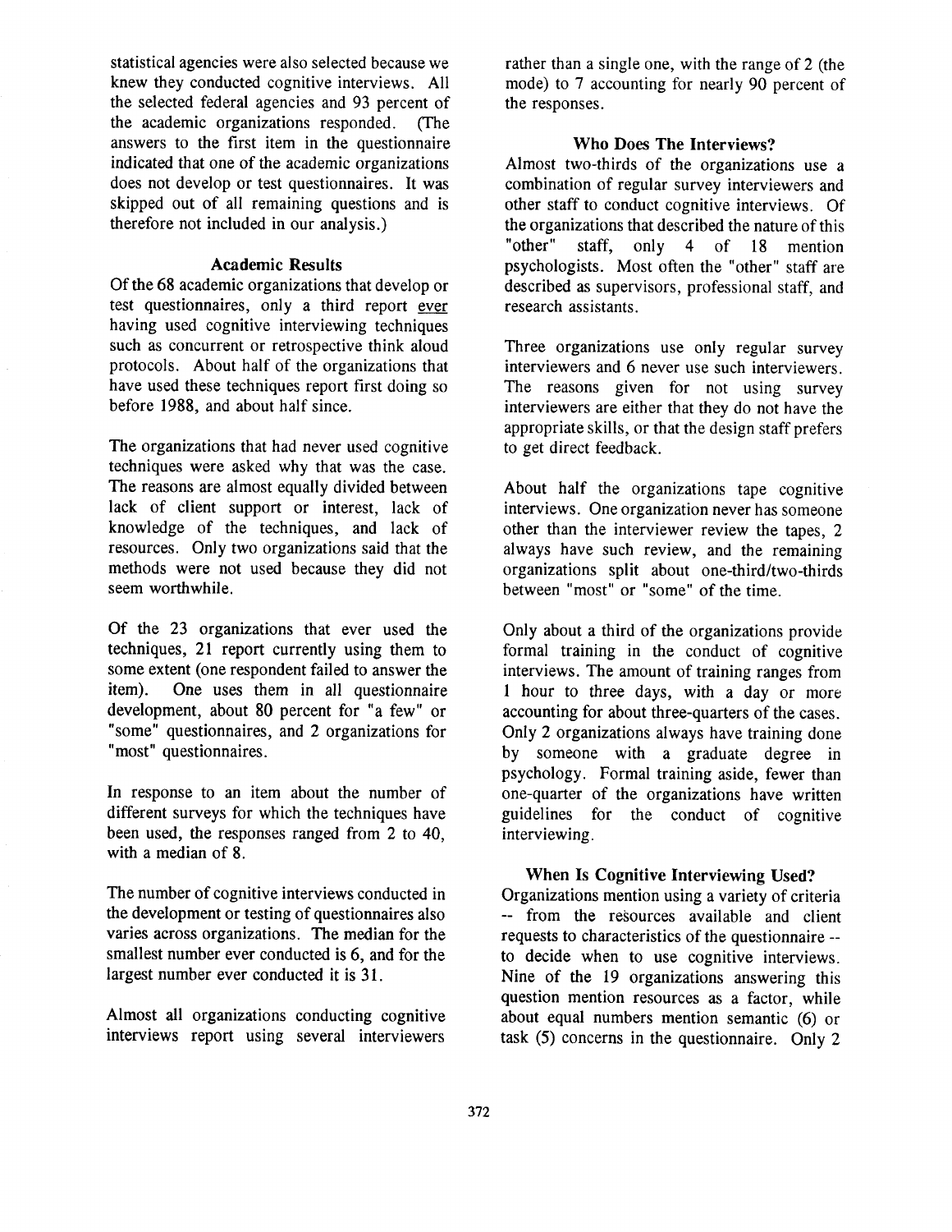statistical agencies were also selected because we knew they conducted cognitive interviews. All the selected federal agencies and 93 percent of the academic organizations responded. (The answers to the first item in the questionnaire indicated that one of the academic organizations does not develop or test questionnaires. It was skipped out of all remaining questions and is therefore not included in our analysis.)

### Academic Results

Of the 68 academic organizations that develop or test questionnaires, only a third report ever having used cognitive interviewing techniques such as concurrent or retrospective think aloud protocols. About half of the organizations that have used these techniques report first doing so before 1988, and about half since.

The organizations that had never used cognitive techniques were asked why that was the case. The reasons are almost equally divided between lack of client support or interest, lack of knowledge of the techniques, and lack of resources. Only two organizations said that the methods were not used because they did not seem worthwhile.

Of the 23 organizations that ever used the techniques, 21 report currently using them to some extent (one respondent failed to answer the item). One uses them in all questionnaire development, about 80 percent for "a few" or "some" questionnaires, and 2 organizations for "most" questionnaires.

In response to an item about the number of different surveys for which the techniques have been used, the responses ranged from 2 to 40, with a median of 8.

The number of cognitive interviews conducted in the development or testing of questionnaires also varies across organizations. The median for the smallest number ever conducted is 6, and for the largest number ever conducted it is 31.

Almost all organizations conducting cognitive interviews report using several interviewers rather than a single one, with the range of 2 (the mode) to 7 accounting for nearly 90 percent of the responses.

### Who Does The Interviews?

Almost two-thirds of the organizations use a combination of regular survey interviewers and other staff to conduct cognitive interviews. Of the organizations that described the nature of this "other" staff, only 4 of 18 mention psychologists. Most often the "other" staff are described as supervisors, professional staff, and research assistants.

Three organizations use only regular survey interviewers and 6 never use such interviewers. The reasons given for not using survey interviewers are either that they do not have the appropriate skills, or that the design staff prefers to get direct feedback.

About half the organizations tape cognitive interviews. One organization never has someone other than the interviewer review the tapes, 2 always have such review, and the remaining organizations split about one-third/two-thirds between "most" or "some" of the time.

Only about a third of the organizations provide formal training in the conduct of cognitive interviews. The amount of training ranges from 1 hour to three days, with a day or more accounting for about three-quarters of the cases. Only 2 organizations always have training done by someone with a graduate degree in psychology. Formal training aside, fewer than one-quarter of the organizations have written guidelines for the conduct of cognitive interviewing.

### When Is Cognitive Interviewing Used?

Organizations mention using a variety of criteria -- from the resources available and client requests to characteristics of the questionnaire -- to decide when to use cognitive interviews. Nine of the 19 organizations answering this question mention resources as a factor, while about equal numbers mention semantic (6) or task (5) concerns in the questionnaire. Only 2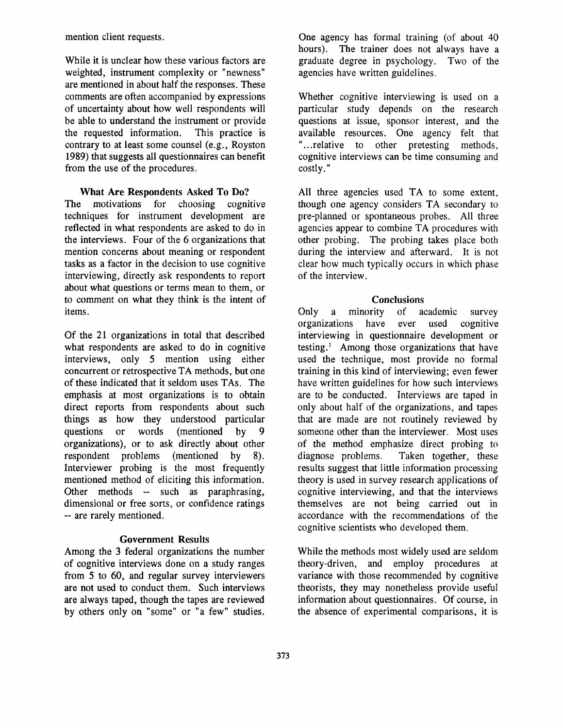mention client requests.

While it is unclear how these various factors are weighted, instrument complexity or "newness" are mentioned in about half the responses. These comments are often accompanied by expressions of uncertainty about how well respondents will be able to understand the instrument or provide the requested information. This practice is contrary to at least some counsel (e.g., Royston 1989) that suggests all questionnaires can benefit from the use of the procedures.

### What Are Respondents Asked To Do?

The motivations for choosing cognitive techniques for instrument development are reflected in what respondents are asked to do in the interviews. Four of the 6 organizations that mention concerns about meaning or respondent tasks as a factor in the decision to use cognitive interviewing, directly ask respondents to report about what questions or terms mean to them, or to comment on what they think is the intent of items.

Of the 21 organizations in total that described what respondents are asked to do in cognitive interviews, only 5 mention using either concurrent or retrospective TA methods, but one of these indicated that it seldom uses TAs. The emphasis at most organizations is to obtain direct reports from respondents about such things as how they understood particular questions or words (mentioned by 9 organizations), or to ask directly about other respondent problems (mentioned by 8). Interviewer probing is the most frequently mentioned method of eliciting this information. Other methods -- such as paraphrasing, dimensional or free sorts, or confidence ratings -- are rarely mentioned.

### Government Results

Among the 3 federal organizations the number of cognitive interviews done on a study ranges from 5 to 60, and regular survey interviewers are not used to conduct them. Such interviews are always taped, though the tapes are reviewed by others only on "some" or "a few" studies. One agency has formal training (of about 40 hours). The trainer does not always have a graduate degree in psychology. Two of the agencies have written guidelines.

Whether cognitive interviewing is used on a particular study depends on the research questions at issue, sponsor interest, and the available resources. One agency felt that "...relative to other pretesting methods, cognitive interviews can be time consuming and costly."

All three agencies used TA to some extent, though one agency considers TA secondary to pre-planned or spontaneous probes. All three agencies appear to combine TA procedures with other probing. The probing takes place both during the interview and afterward. It is not clear how much typically occurs in which phase of the interview.

### Conclusions

Only a minority of academic survey organizations have ever used cognitive interviewing in questionnaire development or testing.[1] Among those organizations that have used the technique, most provide no formal training in this kind of interviewing; even fewer have written guidelines for how such interviews are to be conducted. Interviews are taped in only about half of the organizations, and tapes that are made are not routinely reviewed by someone other than the interviewer. Most uses of the method emphasize direct probing to diagnose problems. Taken together, these results suggest that little information processing theory is used in survey research applications of cognitive interviewing, and that the interviews themselves are not being carried out in accordance with the recommendations of the cognitive scientists who developed them.

While the methods most widely used are seldom theory-driven, and employ procedures at variance with those recommended by cognitive theorists, they may nonetheless provide useful information about questionnaires. Of course, in the absence of experimental comparisons, it is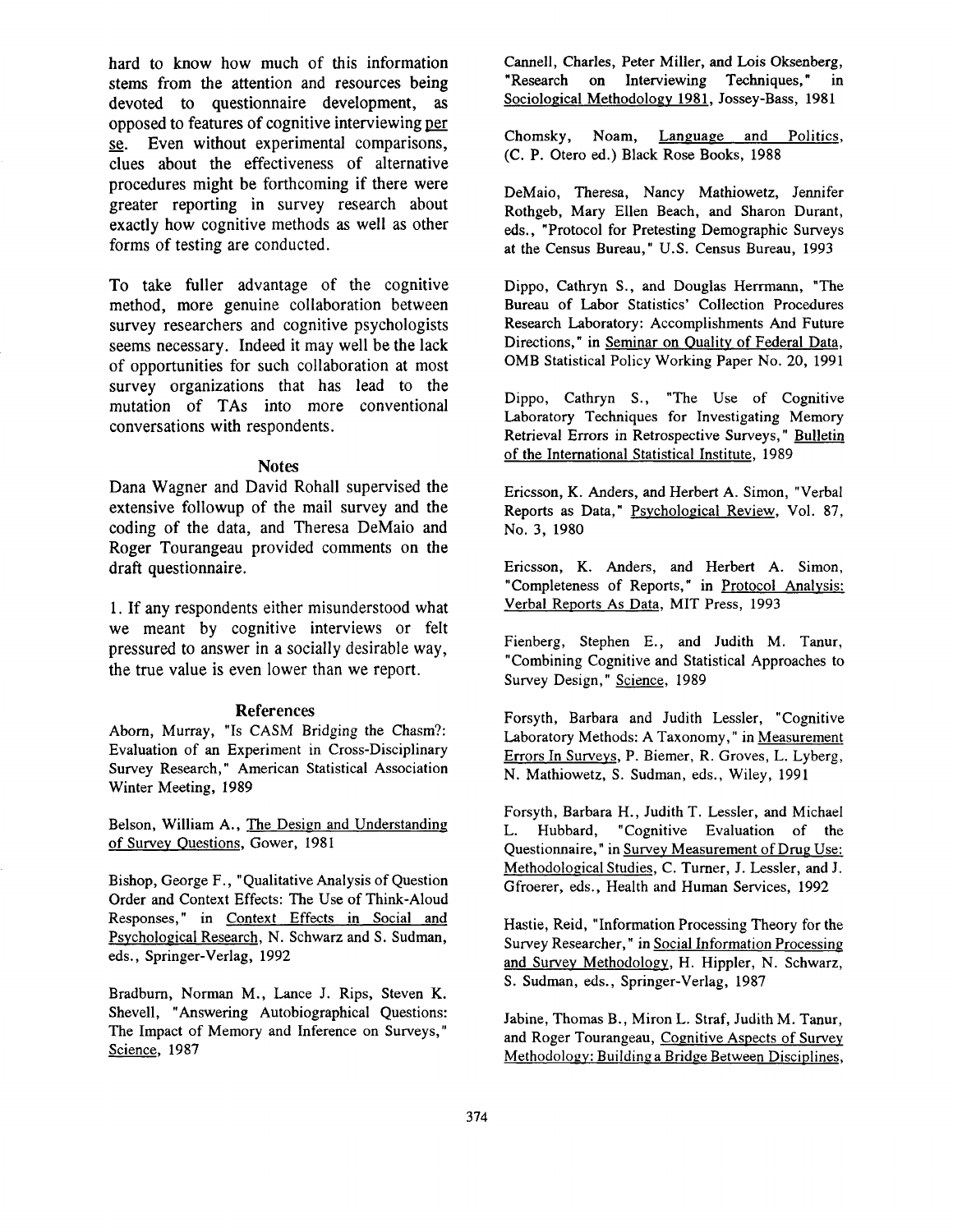hard to know how much of this information stems from the attention and resources being devoted to questionnaire development, as opposed to features of cognitive interviewing per se. Even without experimental comparisons, clues about the effectiveness of alternative procedures might be forthcoming if there were greater reporting in survey research about exactly how cognitive methods as well as other forms of testing are conducted.

To take fuller advantage of the cognitive method, more genuine collaboration between survey researchers and cognitive psychologists seems necessary. Indeed it may well be the lack of opportunities for such collaboration at most survey organizations that has lead to the mutation of TAs into more conventional conversations with respondents.

## Notes

Dana Wagner and David Rohall supervised the extensive followup of the mail survey and the coding of the data, and Theresa DeMaio and Roger Tourangeau provided comments on the draft questionnaire.

1. If any respondents either misunderstood what we meant by cognitive interviews or felt pressured to answer in a socially desirable way, the true value is even lower than we report.

## References

Aborn, Murray, "Is CASM Bridging the Chasm?: Evaluation of an Experiment in Cross-Disciplinary Survey Research," American Statistical Association Winter Meeting, 1989

Belson, William A., The Design and Understanding of Survey Questions, Gower, 1981

Bishop, George F., "Qualitative Analysis of Question Order and Context Effects: The Use of Think-Aloud Responses," in Context Effects in Social and Psychological Research, N. Schwarz and S. Sudman, eds., Springer-Verlag, 1992

Bradburn, Norman M., Lance J. Rips, Steven K. Shevell, "Answering Autobiographical Questions: The Impact of Memory and Inference on Surveys," Science, 1987

Cannell, Charles, Peter Miller, and Lois Oksenberg, "Research on Interviewing Techniques," in Sociological Methodology 1981, Jossey-Bass, 1981

Chomsky, Noam, Language and Politics, (C. P. Otero ed.) Black Rose Books, 1988

DeMaio, Theresa, Nancy Mathiowetz, Jennifer Rothgeb, Mary Ellen Beach, and Sharon Durant, eds., "Protocol for Pretesting Demographic Surveys at the Census Bureau," U.S. Census Bureau, 1993

Dippo, Cathryn S., and Douglas Herrmann, "The Bureau of Labor Statistics' Collection Procedures Research Laboratory: Accomplishments And Future Directions," in Seminar on Quality of Federal Data, OMB Statistical Policy Working Paper No. 20, 1991

Dippo, Cathryn S., "The Use of Cognitive Laboratory Techniques for Investigating Memory Retrieval Errors in Retrospective Surveys," Bulletin of the International Statistical Institute, 1989

Ericsson, K. Anders, and Herbert A. Simon, "Verbal Reports as Data," Psychological Review, Vol. 87, No. 3, 1980

Ericsson, K. Anders, and Herbert A. Simon, "Completeness of Reports," in Protocol Analysis: Verbal Reports As Data, MIT Press, 1993

Fienberg, Stephen E., and Judith M. Tanur, "Combining Cognitive and Statistical Approaches to Survey Design," Science, 1989

Forsyth, Barbara and Judith Lessler, "Cognitive Laboratory Methods: A Taxonomy," in Measurement Errors In Surveys, P. Biemer, R. Groves, L. Lyberg, N. Mathiowetz, S. Sudman, eds., Wiley, 1991

Forsyth, Barbara H., Judith T. Lessler, and Michael L. Hubbard, "Cognitive Evaluation of the Questionnaire," in Survey Measurement of Drug Use: Methodological Studies, C. Turner, J. Lessler, and J. Gfroerer, eds., Health and Human Services, 1992

Hastie, Reid, "Information Processing Theory for the Survey Researcher," in Social Information Processing and Survey Methodology, H. Hippler, N. Schwarz, S. Sudman, eds., Springer-Verlag, 1987

Jabine, Thomas B., Miron L. Straf, Judith M. Tanur, and Roger Tourangeau, Cognitive Aspects of Survey Methodology: Building a Bridge Between Disciplines,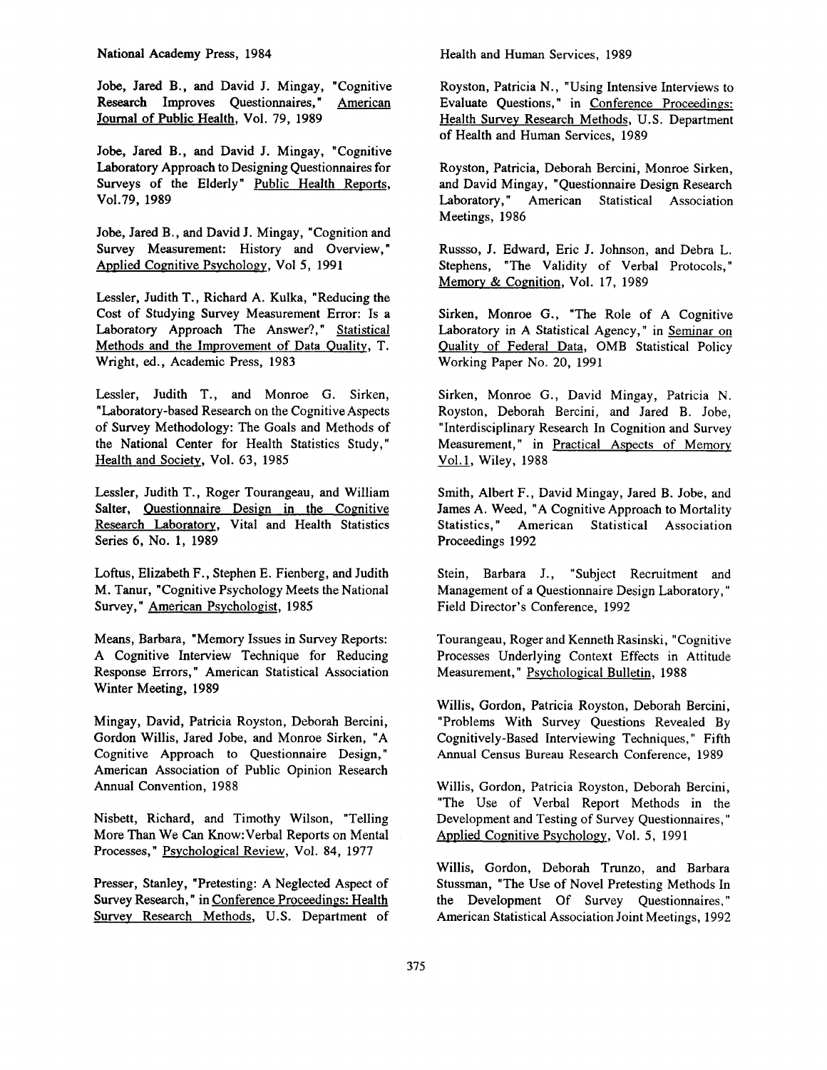National Academy Press, 1984

Jobe, Jared B., and David J. Mingay, "Cognitive Research Improves Questionnaires," American Journal of Public Health, Vol. 79, 1989

Jobe, Jared B., and David J. Mingay, "Cognitive Laboratory Approach to Designing Questionnaires for Surveys of the Elderly" Public Health Reports, Vol.79, 1989

Jobe, Jared B., and David J. Mingay, "Cognition and Survey Measurement: History and Overview," Applied Cognitive Psychology, Vol 5, 1991

Lessler, Judith T., Richard A. Kulka, "Reducing the Cost of Studying Survey Measurement Error: Is a Laboratory Approach The Answer?," Statistical Methods and the Improvement of Data Quality, T. Wright, ed., Academic Press, 1983

Lessler, Judith T., and Monroe G. Sirken, "Laboratory-based Research on the Cognitive Aspects of Survey Methodology: The Goals and Methods of the National Center for Health Statistics Study," Health and Society, Vol. 63, 1985

Lessler, Judith T., Roger Tourangeau, and William Salter, Questionnaire Design in the Cognitive Research Laboratory, Vital and Health Statistics Series 6, No. 1, 1989

Loftus, Elizabeth F., Stephen E. Fienberg, and Judith M. Tanur, "Cognitive Psychology Meets the National Survey," American Psychologist, 1985

Means, Barbara, "Memory Issues in Survey Reports: A Cognitive Interview Technique for Reducing Response Errors," American Statistical Association Winter Meeting, 1989

Mingay, David, Patricia Royston, Deborah Bercini, Gordon Willis, Jared Jobe, and Monroe Sirken, "A Cognitive Approach to Questionnaire Design," American Association of Public Opinion Research Annual Convention, 1988

Nisbett, Richard, and Timothy Wilson, "Telling More Than We Can Know: Verbal Reports on Mental Processes," Psychological Review, Vol. 84, 1977

Presser, Stanley, "Pretesting: A Neglected Aspect of Survey Research," in Conference Proceedings: Health Survey Research Methods, U.S. Department of Health and Human Services, 1989

Royston, Patricia N., "Using Intensive Interviews to Evaluate Questions," in Conference Proceedings: Health Survey Research Methods, U.S. Department of Health and Human Services, 1989

Royston, Patricia, Deborah Bercini, Monroe Sirken, and David Mingay, "Questionnaire Design Research Laboratory," American Statistical Association Meetings, 1986

Russso, J. Edward, Eric J. Johnson, and Debra L. Stephens, "The Validity of Verbal Protocols," Memory & Cognition, Vol. 17, 1989

Sirken, Monroe G., "The Role of A Cognitive Laboratory in A Statistical Agency," in Seminar on Quality of Federal Data, OMB Statistical Policy Working Paper No. 20, 1991

Sirken, Monroe G., David Mingay, Patricia N. Royston, Deborah Bercini, and Jared B. Jobe, "Interdisciplinary Research In Cognition and Survey Measurement," in Practical Aspects of Memory Vol.1, Wiley, 1988

Smith, Albert F., David Mingay, Jared B. Jobe, and James A. Weed, "A Cognitive Approach to Mortality Statistics," American Statistical Association Proceedings 1992

Stein, Barbara J., "Subject Recruitment and Management of a Questionnaire Design Laboratory," Field Director's Conference, 1992

Tourangeau, Roger and Kenneth Rasinski, "Cognitive Processes Underlying Context Effects in Attitude Measurement," Psychological Bulletin, 1988

Willis, Gordon, Patricia Royston, Deborah Bercini, "Problems With Survey Questions Revealed By Cognitively-Based Interviewing Techniques," Fifth Annual Census Bureau Research Conference, 1989

Willis, Gordon, Patricia Royston, Deborah Bercini, "The Use of Verbal Report Methods in the Development and Testing of Survey Questionnaires," Applied Cognitive Psychology, Vol. 5, 1991

Willis, Gordon, Deborah Trunzo, and Barbara Stussman, "The Use of Novel Pretesting Methods In the Development Of Survey Questionnaires," American Statistical Association Joint Meetings, 1992